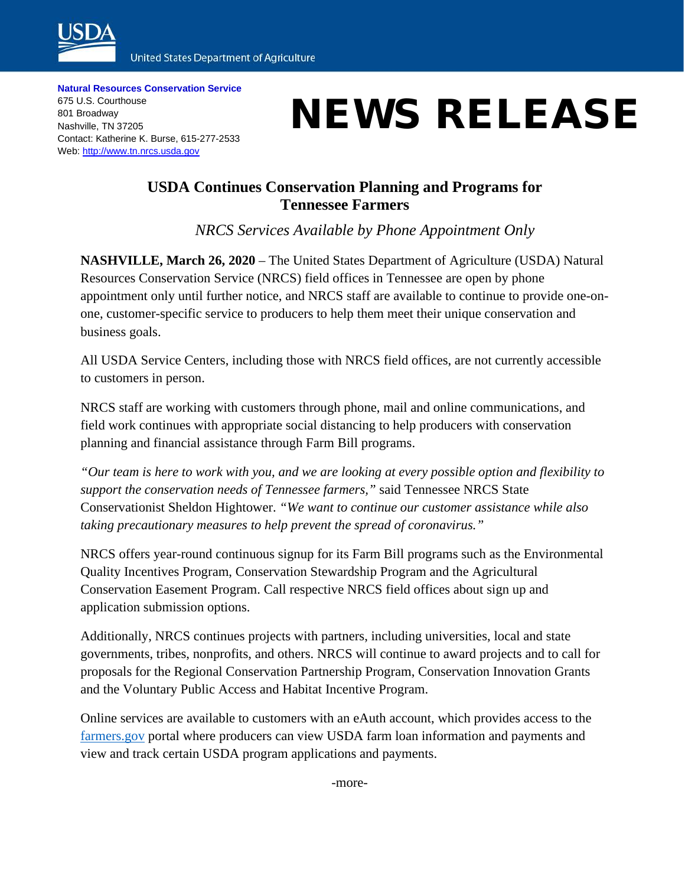USDA

United States Department of Agriculture

**Natural Resources Conservation Service**
675 U.S. Courthouse
801 Broadway
Nashville, TN 37205
Contact: Katherine K. Burse, 615-277-2533
Web: http://www.tn.nrcs.usda.gov

# NEWS RELEASE

## USDA Continues Conservation Planning and Programs for Tennessee Farmers

*NRCS Services Available by Phone Appointment Only*

**NASHVILLE, March 26, 2020** – The United States Department of Agriculture (USDA) Natural Resources Conservation Service (NRCS) field offices in Tennessee are open by phone appointment only until further notice, and NRCS staff are available to continue to provide one-on-one, customer-specific service to producers to help them meet their unique conservation and business goals.

All USDA Service Centers, including those with NRCS field offices, are not currently accessible to customers in person.

NRCS staff are working with customers through phone, mail and online communications, and field work continues with appropriate social distancing to help producers with conservation planning and financial assistance through Farm Bill programs.

*"Our team is here to work with you, and we are looking at every possible option and flexibility to support the conservation needs of Tennessee farmers,"* said Tennessee NRCS State Conservationist Sheldon Hightower. *"We want to continue our customer assistance while also taking precautionary measures to help prevent the spread of coronavirus."*

NRCS offers year-round continuous signup for its Farm Bill programs such as the Environmental Quality Incentives Program, Conservation Stewardship Program and the Agricultural Conservation Easement Program. Call respective NRCS field offices about sign up and application submission options.

Additionally, NRCS continues projects with partners, including universities, local and state governments, tribes, nonprofits, and others. NRCS will continue to award projects and to call for proposals for the Regional Conservation Partnership Program, Conservation Innovation Grants and the Voluntary Public Access and Habitat Incentive Program.

Online services are available to customers with an eAuth account, which provides access to the farmers.gov portal where producers can view USDA farm loan information and payments and view and track certain USDA program applications and payments.

-more-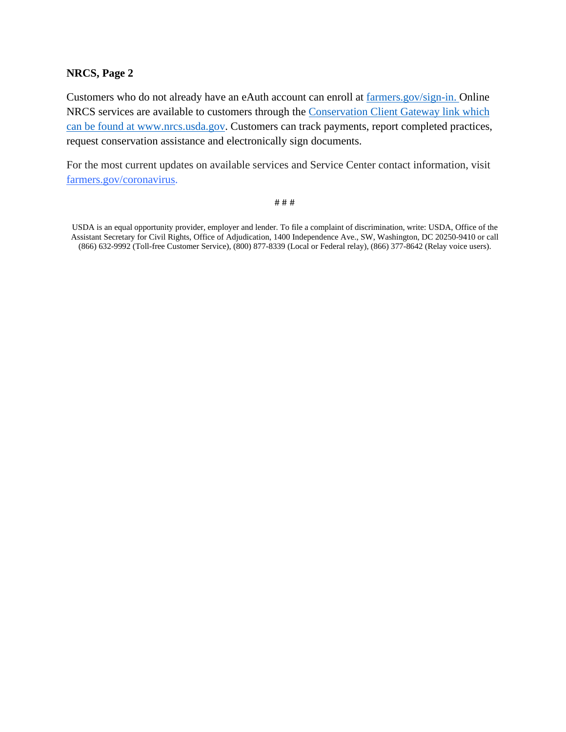Customers who do not already have an eAuth account can enroll at farmers.gov/sign-in. Online NRCS services are available to customers through the Conservation Client Gateway link which can be found at www.nrcs.usda.gov. Customers can track payments, report completed practices, request conservation assistance and electronically sign documents.

For the most current updates on available services and Service Center contact information, visit farmers.gov/coronavirus.

# # #

USDA is an equal opportunity provider, employer and lender. To file a complaint of discrimination, write: USDA, Office of the Assistant Secretary for Civil Rights, Office of Adjudication, 1400 Independence Ave., SW, Washington, DC 20250-9410 or call (866) 632-9992 (Toll-free Customer Service), (800) 877-8339 (Local or Federal relay), (866) 377-8642 (Relay voice users).